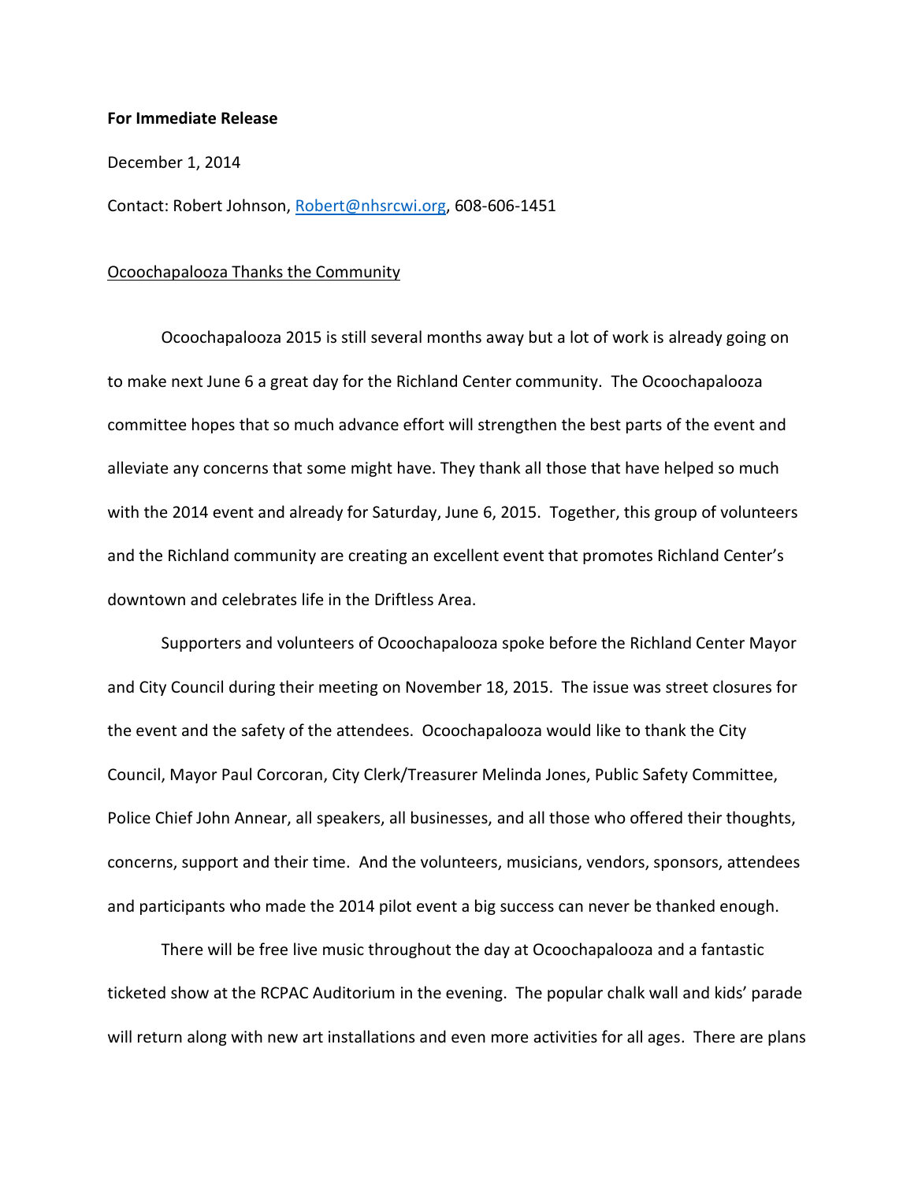**For Immediate Release**

December 1, 2014

Contact: Robert Johnson, Robert@nhsrcwi.org, 608-606-1451

Ocoochapalooza Thanks the Community

Ocoochapalooza 2015 is still several months away but a lot of work is already going on to make next June 6 a great day for the Richland Center community. The Ocoochapalooza committee hopes that so much advance effort will strengthen the best parts of the event and alleviate any concerns that some might have. They thank all those that have helped so much with the 2014 event and already for Saturday, June 6, 2015. Together, this group of volunteers and the Richland community are creating an excellent event that promotes Richland Center's downtown and celebrates life in the Driftless Area.

Supporters and volunteers of Ocoochapalooza spoke before the Richland Center Mayor and City Council during their meeting on November 18, 2015. The issue was street closures for the event and the safety of the attendees. Ocoochapalooza would like to thank the City Council, Mayor Paul Corcoran, City Clerk/Treasurer Melinda Jones, Public Safety Committee, Police Chief John Annear, all speakers, all businesses, and all those who offered their thoughts, concerns, support and their time. And the volunteers, musicians, vendors, sponsors, attendees and participants who made the 2014 pilot event a big success can never be thanked enough.

There will be free live music throughout the day at Ocoochapalooza and a fantastic ticketed show at the RCPAC Auditorium in the evening. The popular chalk wall and kids' parade will return along with new art installations and even more activities for all ages. There are plans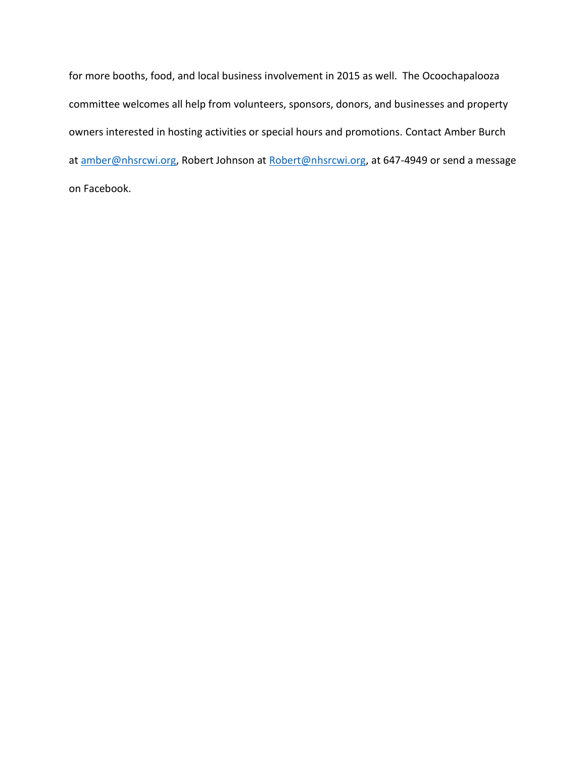for more booths, food, and local business involvement in 2015 as well. The Ocoochapalooza committee welcomes all help from volunteers, sponsors, donors, and businesses and property owners interested in hosting activities or special hours and promotions. Contact Amber Burch at amber@nhsrcwi.org, Robert Johnson at Robert@nhsrcwi.org, at 647-4949 or send a message on Facebook.